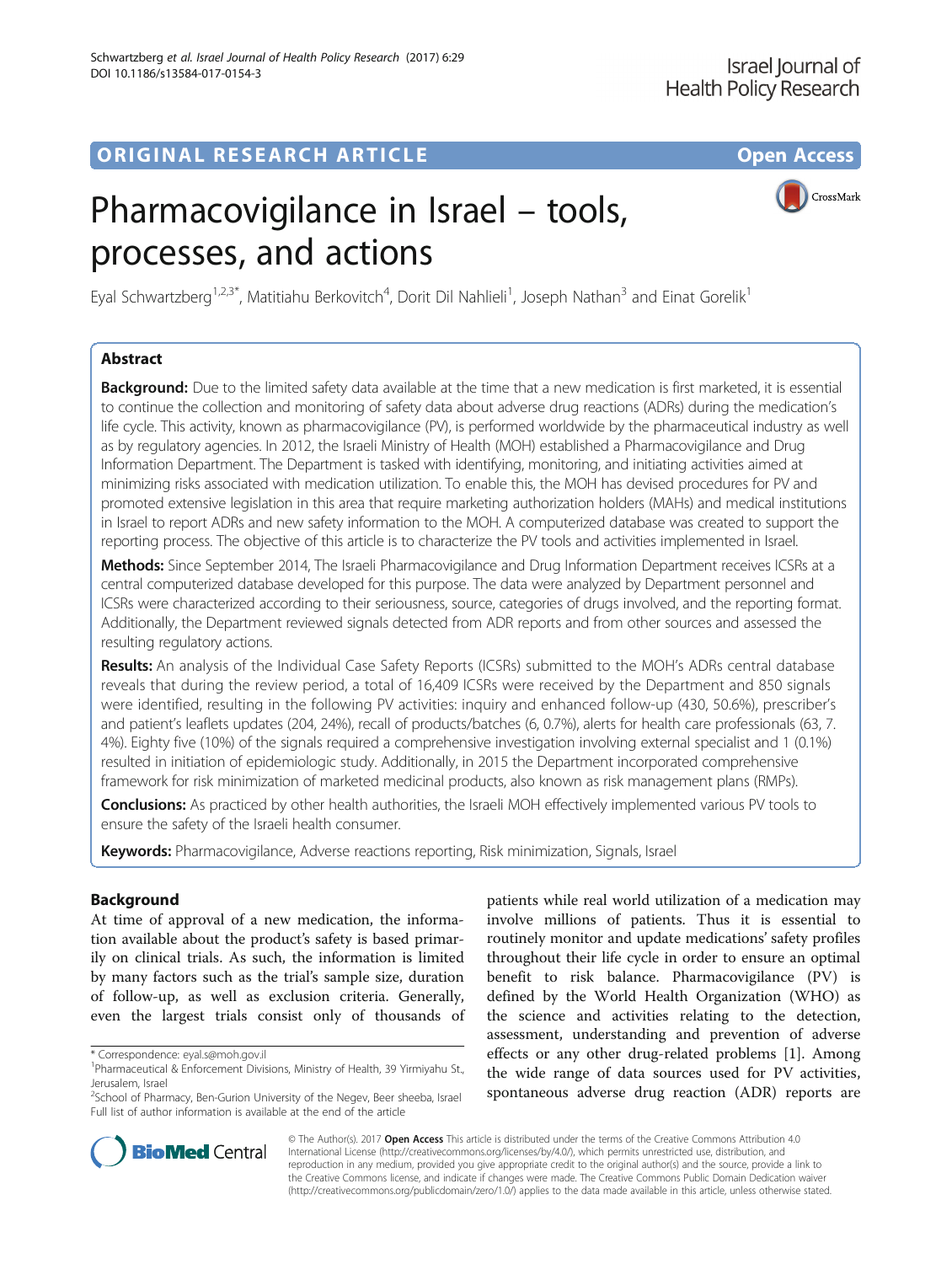ORIGINAL RESEARCH ARTICLE

Open Access

# Pharmacovigilance in Israel – tools, processes, and actions

Eyal Schwartzberg[1,2,3*], Matitiahu Berkovitch[4], Dorit Dil Nahlieli[1], Joseph Nathan[3] and Einat Gorelik[1]

## Abstract

**Background:** Due to the limited safety data available at the time that a new medication is first marketed, it is essential to continue the collection and monitoring of safety data about adverse drug reactions (ADRs) during the medication's life cycle. This activity, known as pharmacovigilance (PV), is performed worldwide by the pharmaceutical industry as well as by regulatory agencies. In 2012, the Israeli Ministry of Health (MOH) established a Pharmacovigilance and Drug Information Department. The Department is tasked with identifying, monitoring, and initiating activities aimed at minimizing risks associated with medication utilization. To enable this, the MOH has devised procedures for PV and promoted extensive legislation in this area that require marketing authorization holders (MAHs) and medical institutions in Israel to report ADRs and new safety information to the MOH. A computerized database was created to support the reporting process. The objective of this article is to characterize the PV tools and activities implemented in Israel.

**Methods:** Since September 2014, The Israeli Pharmacovigilance and Drug Information Department receives ICSRs at a central computerized database developed for this purpose. The data were analyzed by Department personnel and ICSRs were characterized according to their seriousness, source, categories of drugs involved, and the reporting format. Additionally, the Department reviewed signals detected from ADR reports and from other sources and assessed the resulting regulatory actions.

**Results:** An analysis of the Individual Case Safety Reports (ICSRs) submitted to the MOH's ADRs central database reveals that during the review period, a total of 16,409 ICSRs were received by the Department and 850 signals were identified, resulting in the following PV activities: inquiry and enhanced follow-up (430, 50.6%), prescriber's and patient's leaflets updates (204, 24%), recall of products/batches (6, 0.7%), alerts for health care professionals (63, 7.4%). Eighty five (10%) of the signals required a comprehensive investigation involving external specialist and 1 (0.1%) resulted in initiation of epidemiologic study. Additionally, in 2015 the Department incorporated comprehensive framework for risk minimization of marketed medicinal products, also known as risk management plans (RMPs).

**Conclusions:** As practiced by other health authorities, the Israeli MOH effectively implemented various PV tools to ensure the safety of the Israeli health consumer.

**Keywords:** Pharmacovigilance, Adverse reactions reporting, Risk minimization, Signals, Israel

## Background

At time of approval of a new medication, the information available about the product's safety is based primarily on clinical trials. As such, the information is limited by many factors such as the trial's sample size, duration of follow-up, as well as exclusion criteria. Generally, even the largest trials consist only of thousands of patients while real world utilization of a medication may involve millions of patients. Thus it is essential to routinely monitor and update medications' safety profiles throughout their life cycle in order to ensure an optimal benefit to risk balance. Pharmacovigilance (PV) is defined by the World Health Organization (WHO) as the science and activities relating to the detection, assessment, understanding and prevention of adverse effects or any other drug-related problems [1]. Among the wide range of data sources used for PV activities, spontaneous adverse drug reaction (ADR) reports are

\* Correspondence: eyal.s@moh.gov.il
[1]Pharmaceutical & Enforcement Divisions, Ministry of Health, 39 Yirmiyahu St., Jerusalem, Israel
[2]School of Pharmacy, Ben-Gurion University of the Negev, Beer sheeba, Israel
Full list of author information is available at the end of the article

© The Author(s). 2017 **Open Access** This article is distributed under the terms of the Creative Commons Attribution 4.0 International License (http://creativecommons.org/licenses/by/4.0/), which permits unrestricted use, distribution, and reproduction in any medium, provided you give appropriate credit to the original author(s) and the source, provide a link to the Creative Commons license, and indicate if changes were made. The Creative Commons Public Domain Dedication waiver (http://creativecommons.org/publicdomain/zero/1.0/) applies to the data made available in this article, unless otherwise stated.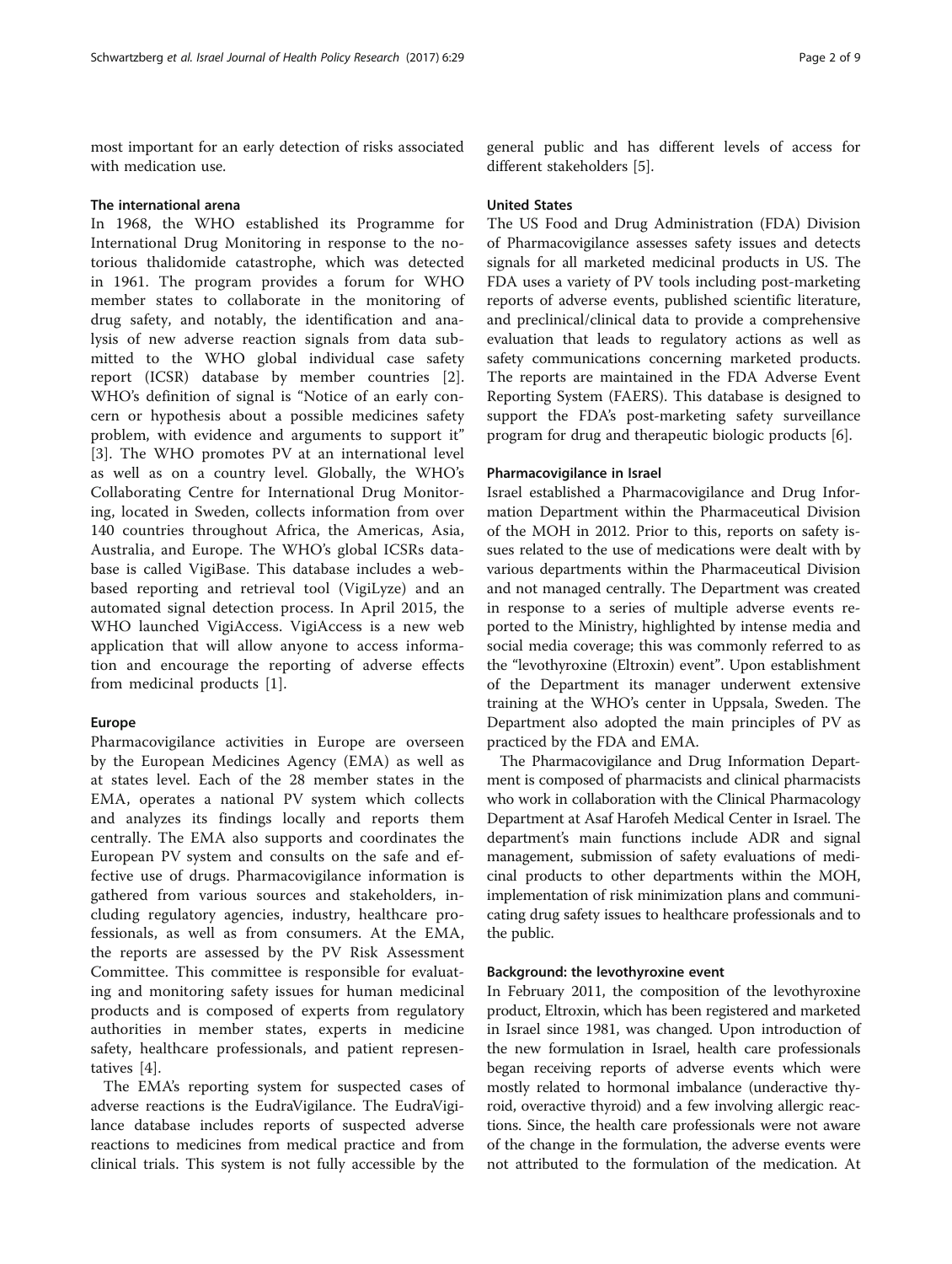most important for an early detection of risks associated with medication use.

### The international arena

In 1968, the WHO established its Programme for International Drug Monitoring in response to the notorious thalidomide catastrophe, which was detected in 1961. The program provides a forum for WHO member states to collaborate in the monitoring of drug safety, and notably, the identification and analysis of new adverse reaction signals from data submitted to the WHO global individual case safety report (ICSR) database by member countries [2]. WHO's definition of signal is "Notice of an early concern or hypothesis about a possible medicines safety problem, with evidence and arguments to support it" [3]. The WHO promotes PV at an international level as well as on a country level. Globally, the WHO's Collaborating Centre for International Drug Monitoring, located in Sweden, collects information from over 140 countries throughout Africa, the Americas, Asia, Australia, and Europe. The WHO's global ICSRs database is called VigiBase. This database includes a web-based reporting and retrieval tool (VigiLyze) and an automated signal detection process. In April 2015, the WHO launched VigiAccess. VigiAccess is a new web application that will allow anyone to access information and encourage the reporting of adverse effects from medicinal products [1].

### Europe

Pharmacovigilance activities in Europe are overseen by the European Medicines Agency (EMA) as well as at states level. Each of the 28 member states in the EMA, operates a national PV system which collects and analyzes its findings locally and reports them centrally. The EMA also supports and coordinates the European PV system and consults on the safe and effective use of drugs. Pharmacovigilance information is gathered from various sources and stakeholders, including regulatory agencies, industry, healthcare professionals, as well as from consumers. At the EMA, the reports are assessed by the PV Risk Assessment Committee. This committee is responsible for evaluating and monitoring safety issues for human medicinal products and is composed of experts from regulatory authorities in member states, experts in medicine safety, healthcare professionals, and patient representatives [4].

The EMA's reporting system for suspected cases of adverse reactions is the EudraVigilance. The EudraVigilance database includes reports of suspected adverse reactions to medicines from medical practice and from clinical trials. This system is not fully accessible by the general public and has different levels of access for different stakeholders [5].

### United States

The US Food and Drug Administration (FDA) Division of Pharmacovigilance assesses safety issues and detects signals for all marketed medicinal products in US. The FDA uses a variety of PV tools including post-marketing reports of adverse events, published scientific literature, and preclinical/clinical data to provide a comprehensive evaluation that leads to regulatory actions as well as safety communications concerning marketed products. The reports are maintained in the FDA Adverse Event Reporting System (FAERS). This database is designed to support the FDA's post-marketing safety surveillance program for drug and therapeutic biologic products [6].

### Pharmacovigilance in Israel

Israel established a Pharmacovigilance and Drug Information Department within the Pharmaceutical Division of the MOH in 2012. Prior to this, reports on safety issues related to the use of medications were dealt with by various departments within the Pharmaceutical Division and not managed centrally. The Department was created in response to a series of multiple adverse events reported to the Ministry, highlighted by intense media and social media coverage; this was commonly referred to as the "levothyroxine (Eltroxin) event". Upon establishment of the Department its manager underwent extensive training at the WHO's center in Uppsala, Sweden. The Department also adopted the main principles of PV as practiced by the FDA and EMA.

The Pharmacovigilance and Drug Information Department is composed of pharmacists and clinical pharmacists who work in collaboration with the Clinical Pharmacology Department at Asaf Harofeh Medical Center in Israel. The department's main functions include ADR and signal management, submission of safety evaluations of medicinal products to other departments within the MOH, implementation of risk minimization plans and communicating drug safety issues to healthcare professionals and to the public.

### Background: the levothyroxine event

In February 2011, the composition of the levothyroxine product, Eltroxin, which has been registered and marketed in Israel since 1981, was changed. Upon introduction of the new formulation in Israel, health care professionals began receiving reports of adverse events which were mostly related to hormonal imbalance (underactive thyroid, overactive thyroid) and a few involving allergic reactions. Since, the health care professionals were not aware of the change in the formulation, the adverse events were not attributed to the formulation of the medication. At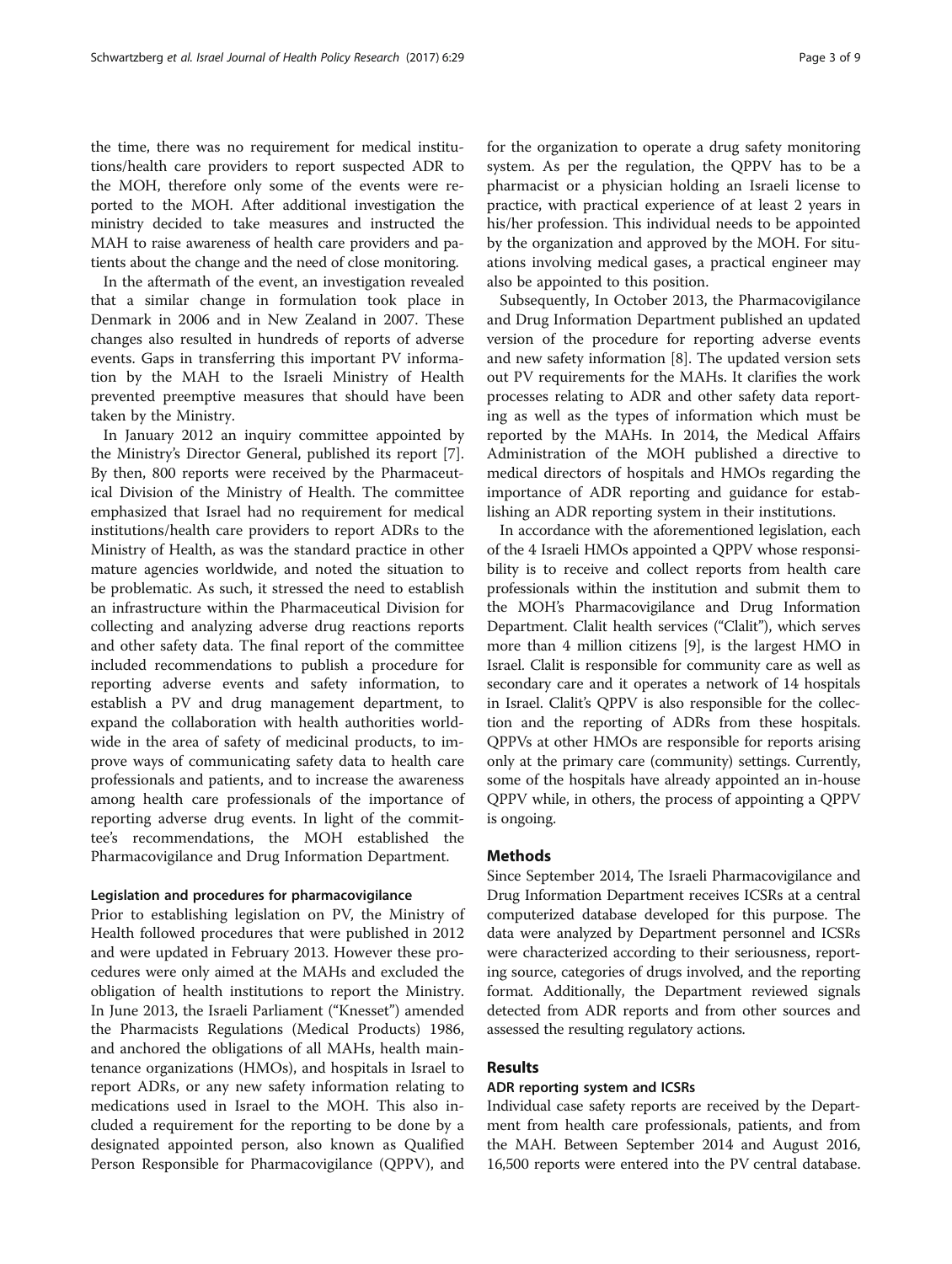the time, there was no requirement for medical institutions/health care providers to report suspected ADR to the MOH, therefore only some of the events were reported to the MOH. After additional investigation the ministry decided to take measures and instructed the MAH to raise awareness of health care providers and patients about the change and the need of close monitoring.

In the aftermath of the event, an investigation revealed that a similar change in formulation took place in Denmark in 2006 and in New Zealand in 2007. These changes also resulted in hundreds of reports of adverse events. Gaps in transferring this important PV information by the MAH to the Israeli Ministry of Health prevented preemptive measures that should have been taken by the Ministry.

In January 2012 an inquiry committee appointed by the Ministry's Director General, published its report [7]. By then, 800 reports were received by the Pharmaceutical Division of the Ministry of Health. The committee emphasized that Israel had no requirement for medical institutions/health care providers to report ADRs to the Ministry of Health, as was the standard practice in other mature agencies worldwide, and noted the situation to be problematic. As such, it stressed the need to establish an infrastructure within the Pharmaceutical Division for collecting and analyzing adverse drug reactions reports and other safety data. The final report of the committee included recommendations to publish a procedure for reporting adverse events and safety information, to establish a PV and drug management department, to expand the collaboration with health authorities worldwide in the area of safety of medicinal products, to improve ways of communicating safety data to health care professionals and patients, and to increase the awareness among health care professionals of the importance of reporting adverse drug events. In light of the committee's recommendations, the MOH established the Pharmacovigilance and Drug Information Department.

### Legislation and procedures for pharmacovigilance

Prior to establishing legislation on PV, the Ministry of Health followed procedures that were published in 2012 and were updated in February 2013. However these procedures were only aimed at the MAHs and excluded the obligation of health institutions to report the Ministry. In June 2013, the Israeli Parliament ("Knesset") amended the Pharmacists Regulations (Medical Products) 1986, and anchored the obligations of all MAHs, health maintenance organizations (HMOs), and hospitals in Israel to report ADRs, or any new safety information relating to medications used in Israel to the MOH. This also included a requirement for the reporting to be done by a designated appointed person, also known as Qualified Person Responsible for Pharmacovigilance (QPPV), and for the organization to operate a drug safety monitoring system. As per the regulation, the QPPV has to be a pharmacist or a physician holding an Israeli license to practice, with practical experience of at least 2 years in his/her profession. This individual needs to be appointed by the organization and approved by the MOH. For situations involving medical gases, a practical engineer may also be appointed to this position.

Subsequently, In October 2013, the Pharmacovigilance and Drug Information Department published an updated version of the procedure for reporting adverse events and new safety information [8]. The updated version sets out PV requirements for the MAHs. It clarifies the work processes relating to ADR and other safety data reporting as well as the types of information which must be reported by the MAHs. In 2014, the Medical Affairs Administration of the MOH published a directive to medical directors of hospitals and HMOs regarding the importance of ADR reporting and guidance for establishing an ADR reporting system in their institutions.

In accordance with the aforementioned legislation, each of the 4 Israeli HMOs appointed a QPPV whose responsibility is to receive and collect reports from health care professionals within the institution and submit them to the MOH's Pharmacovigilance and Drug Information Department. Clalit health services ("Clalit"), which serves more than 4 million citizens [9], is the largest HMO in Israel. Clalit is responsible for community care as well as secondary care and it operates a network of 14 hospitals in Israel. Clalit's QPPV is also responsible for the collection and the reporting of ADRs from these hospitals. QPPVs at other HMOs are responsible for reports arising only at the primary care (community) settings. Currently, some of the hospitals have already appointed an in-house QPPV while, in others, the process of appointing a QPPV is ongoing.

## Methods

Since September 2014, The Israeli Pharmacovigilance and Drug Information Department receives ICSRs at a central computerized database developed for this purpose. The data were analyzed by Department personnel and ICSRs were characterized according to their seriousness, reporting source, categories of drugs involved, and the reporting format. Additionally, the Department reviewed signals detected from ADR reports and from other sources and assessed the resulting regulatory actions.

## Results

### ADR reporting system and ICSRs

Individual case safety reports are received by the Department from health care professionals, patients, and from the MAH. Between September 2014 and August 2016, 16,500 reports were entered into the PV central database.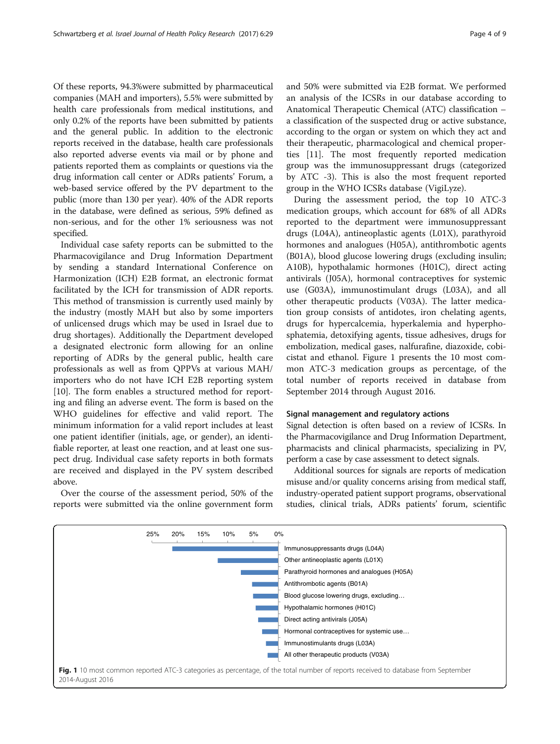Of these reports, 94.3%were submitted by pharmaceutical companies (MAH and importers), 5.5% were submitted by health care professionals from medical institutions, and only 0.2% of the reports have been submitted by patients and the general public. In addition to the electronic reports received in the database, health care professionals also reported adverse events via mail or by phone and patients reported them as complaints or questions via the drug information call center or ADRs patients' Forum, a web-based service offered by the PV department to the public (more than 130 per year). 40% of the ADR reports in the database, were defined as serious, 59% defined as non-serious, and for the other 1% seriousness was not specified.

Individual case safety reports can be submitted to the Pharmacovigilance and Drug Information Department by sending a standard International Conference on Harmonization (ICH) E2B format, an electronic format facilitated by the ICH for transmission of ADR reports. This method of transmission is currently used mainly by the industry (mostly MAH but also by some importers of unlicensed drugs which may be used in Israel due to drug shortages). Additionally the Department developed a designated electronic form allowing for an online reporting of ADRs by the general public, health care professionals as well as from QPPVs at various MAH/ importers who do not have ICH E2B reporting system [10]. The form enables a structured method for reporting and filing an adverse event. The form is based on the WHO guidelines for effective and valid report. The minimum information for a valid report includes at least one patient identifier (initials, age, or gender), an identifiable reporter, at least one reaction, and at least one suspect drug. Individual case safety reports in both formats are received and displayed in the PV system described above.

Over the course of the assessment period, 50% of the reports were submitted via the online government form and 50% were submitted via E2B format. We performed an analysis of the ICSRs in our database according to Anatomical Therapeutic Chemical (ATC) classification – a classification of the suspected drug or active substance, according to the organ or system on which they act and their therapeutic, pharmacological and chemical properties [11]. The most frequently reported medication group was the immunosuppressant drugs (categorized by ATC -3). This is also the most frequent reported group in the WHO ICSRs database (VigiLyze).

During the assessment period, the top 10 ATC-3 medication groups, which account for 68% of all ADRs reported to the department were immunosuppressant drugs (L04A), antineoplastic agents (L01X), parathyroid hormones and analogues (H05A), antithrombotic agents (B01A), blood glucose lowering drugs (excluding insulin; A10B), hypothalamic hormones (H01C), direct acting antivirals (J05A), hormonal contraceptives for systemic use (G03A), immunostimulant drugs (L03A), and all other therapeutic products (V03A). The latter medication group consists of antidotes, iron chelating agents, drugs for hypercalcemia, hyperkalemia and hyperphosphatemia, detoxifying agents, tissue adhesives, drugs for embolization, medical gases, nalfurafine, diazoxide, cobicistat and ethanol. Figure 1 presents the 10 most common ATC-3 medication groups as percentage, of the total number of reports received in database from September 2014 through August 2016.

### Signal management and regulatory actions

Signal detection is often based on a review of ICSRs. In the Pharmacovigilance and Drug Information Department, pharmacists and clinical pharmacists, specializing in PV, perform a case by case assessment to detect signals.

Additional sources for signals are reports of medication misuse and/or quality concerns arising from medical staff, industry-operated patient support programs, observational studies, clinical trials, ADRs patients' forum, scientific

**Fig. 1** 10 most common reported ATC-3 categories as percentage, of the total number of reports received to database from September 2014-August 2016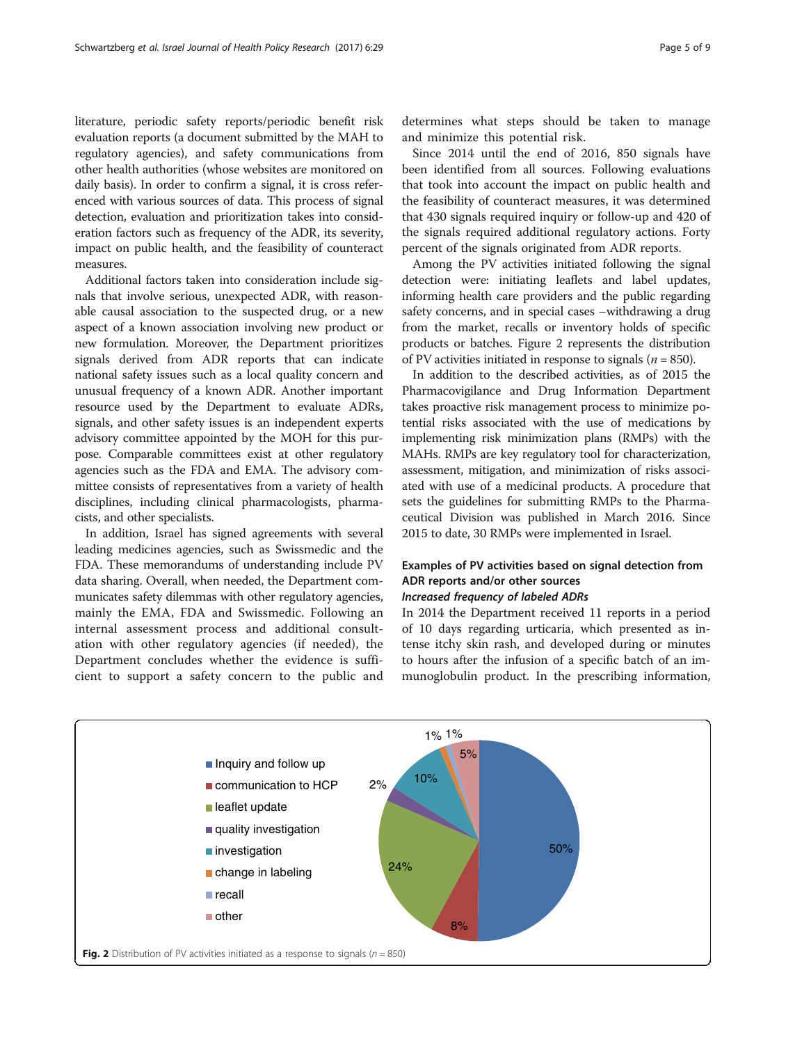literature, periodic safety reports/periodic benefit risk evaluation reports (a document submitted by the MAH to regulatory agencies), and safety communications from other health authorities (whose websites are monitored on daily basis). In order to confirm a signal, it is cross referenced with various sources of data. This process of signal detection, evaluation and prioritization takes into consideration factors such as frequency of the ADR, its severity, impact on public health, and the feasibility of counteract measures.

Additional factors taken into consideration include signals that involve serious, unexpected ADR, with reasonable causal association to the suspected drug, or a new aspect of a known association involving new product or new formulation. Moreover, the Department prioritizes signals derived from ADR reports that can indicate national safety issues such as a local quality concern and unusual frequency of a known ADR. Another important resource used by the Department to evaluate ADRs, signals, and other safety issues is an independent experts advisory committee appointed by the MOH for this purpose. Comparable committees exist at other regulatory agencies such as the FDA and EMA. The advisory committee consists of representatives from a variety of health disciplines, including clinical pharmacologists, pharmacists, and other specialists.

In addition, Israel has signed agreements with several leading medicines agencies, such as Swissmedic and the FDA. These memorandums of understanding include PV data sharing. Overall, when needed, the Department communicates safety dilemmas with other regulatory agencies, mainly the EMA, FDA and Swissmedic. Following an internal assessment process and additional consultation with other regulatory agencies (if needed), the Department concludes whether the evidence is sufficient to support a safety concern to the public and determines what steps should be taken to manage and minimize this potential risk.

Since 2014 until the end of 2016, 850 signals have been identified from all sources. Following evaluations that took into account the impact on public health and the feasibility of counteract measures, it was determined that 430 signals required inquiry or follow-up and 420 of the signals required additional regulatory actions. Forty percent of the signals originated from ADR reports.

Among the PV activities initiated following the signal detection were: initiating leaflets and label updates, informing health care providers and the public regarding safety concerns, and in special cases –withdrawing a drug from the market, recalls or inventory holds of specific products or batches. Figure 2 represents the distribution of PV activities initiated in response to signals ($n = 850$).

In addition to the described activities, as of 2015 the Pharmacovigilance and Drug Information Department takes proactive risk management process to minimize potential risks associated with the use of medications by implementing risk minimization plans (RMPs) with the MAHs. RMPs are key regulatory tool for characterization, assessment, mitigation, and minimization of risks associated with use of a medicinal products. A procedure that sets the guidelines for submitting RMPs to the Pharmaceutical Division was published in March 2016. Since 2015 to date, 30 RMPs were implemented in Israel.

### Examples of PV activities based on signal detection from ADR reports and/or other sources

#### *Increased frequency of labeled ADRs*

In 2014 the Department received 11 reports in a period of 10 days regarding urticaria, which presented as intense itchy skin rash, and developed during or minutes to hours after the infusion of a specific batch of an immunoglobulin product. In the prescribing information,

Inquiry and follow up
communication to HCP
leaflet update
quality investigation
investigation
change in labeling
recall
other

50%
8%
24%
2%
10%
1%
1%
5%

**Fig. 2** Distribution of PV activities initiated as a response to signals ($n = 850$)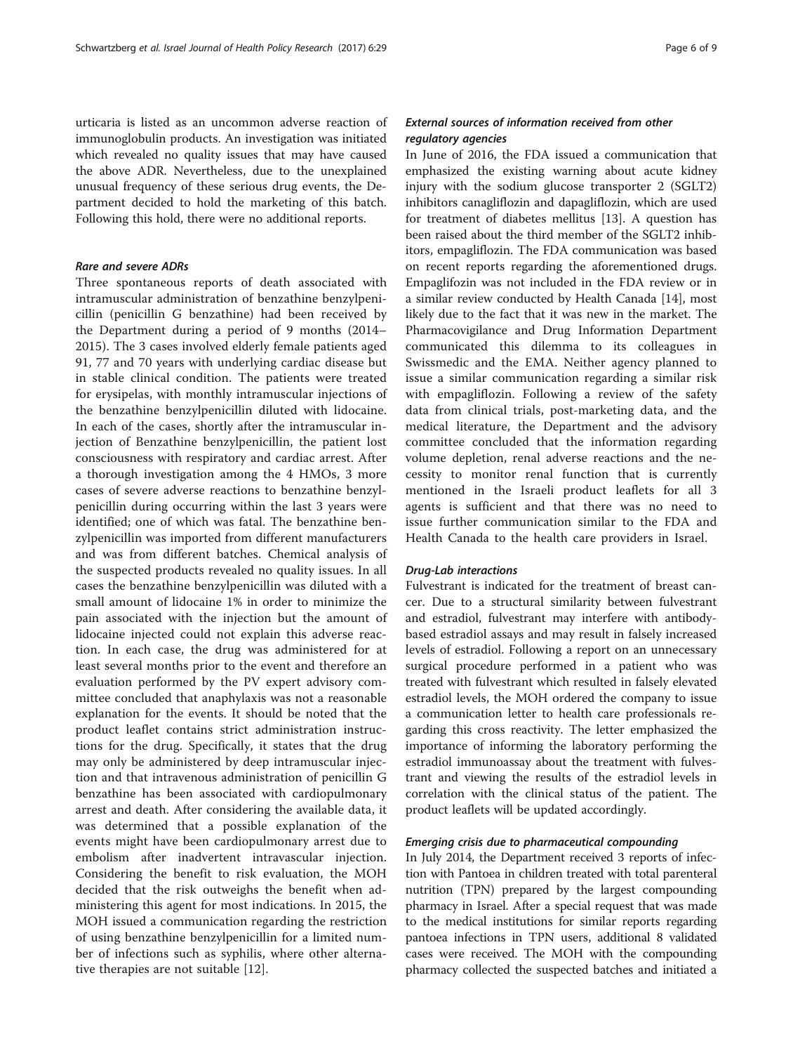urticaria is listed as an uncommon adverse reaction of immunoglobulin products. An investigation was initiated which revealed no quality issues that may have caused the above ADR. Nevertheless, due to the unexplained unusual frequency of these serious drug events, the Department decided to hold the marketing of this batch. Following this hold, there were no additional reports.

#### *Rare and severe ADRs*

Three spontaneous reports of death associated with intramuscular administration of benzathine benzylpenicillin (penicillin G benzathine) had been received by the Department during a period of 9 months (2014–2015). The 3 cases involved elderly female patients aged 91, 77 and 70 years with underlying cardiac disease but in stable clinical condition. The patients were treated for erysipelas, with monthly intramuscular injections of the benzathine benzylpenicillin diluted with lidocaine. In each of the cases, shortly after the intramuscular injection of Benzathine benzylpenicillin, the patient lost consciousness with respiratory and cardiac arrest. After a thorough investigation among the 4 HMOs, 3 more cases of severe adverse reactions to benzathine benzylpenicillin during occurring within the last 3 years were identified; one of which was fatal. The benzathine benzylpenicillin was imported from different manufacturers and was from different batches. Chemical analysis of the suspected products revealed no quality issues. In all cases the benzathine benzylpenicillin was diluted with a small amount of lidocaine 1% in order to minimize the pain associated with the injection but the amount of lidocaine injected could not explain this adverse reaction. In each case, the drug was administered for at least several months prior to the event and therefore an evaluation performed by the PV expert advisory committee concluded that anaphylaxis was not a reasonable explanation for the events. It should be noted that the product leaflet contains strict administration instructions for the drug. Specifically, it states that the drug may only be administered by deep intramuscular injection and that intravenous administration of penicillin G benzathine has been associated with cardiopulmonary arrest and death. After considering the available data, it was determined that a possible explanation of the events might have been cardiopulmonary arrest due to embolism after inadvertent intravascular injection. Considering the benefit to risk evaluation, the MOH decided that the risk outweighs the benefit when administering this agent for most indications. In 2015, the MOH issued a communication regarding the restriction of using benzathine benzylpenicillin for a limited number of infections such as syphilis, where other alternative therapies are not suitable [12].

#### *External sources of information received from other regulatory agencies*

In June of 2016, the FDA issued a communication that emphasized the existing warning about acute kidney injury with the sodium glucose transporter 2 (SGLT2) inhibitors canagliflozin and dapagliflozin, which are used for treatment of diabetes mellitus [13]. A question has been raised about the third member of the SGLT2 inhibitors, empagliflozin. The FDA communication was based on recent reports regarding the aforementioned drugs. Empaglifozin was not included in the FDA review or in a similar review conducted by Health Canada [14], most likely due to the fact that it was new in the market. The Pharmacovigilance and Drug Information Department communicated this dilemma to its colleagues in Swissmedic and the EMA. Neither agency planned to issue a similar communication regarding a similar risk with empagliflozin. Following a review of the safety data from clinical trials, post-marketing data, and the medical literature, the Department and the advisory committee concluded that the information regarding volume depletion, renal adverse reactions and the necessity to monitor renal function that is currently mentioned in the Israeli product leaflets for all 3 agents is sufficient and that there was no need to issue further communication similar to the FDA and Health Canada to the health care providers in Israel.

#### *Drug-Lab interactions*

Fulvestrant is indicated for the treatment of breast cancer. Due to a structural similarity between fulvestrant and estradiol, fulvestrant may interfere with antibody-based estradiol assays and may result in falsely increased levels of estradiol. Following a report on an unnecessary surgical procedure performed in a patient who was treated with fulvestrant which resulted in falsely elevated estradiol levels, the MOH ordered the company to issue a communication letter to health care professionals regarding this cross reactivity. The letter emphasized the importance of informing the laboratory performing the estradiol immunoassay about the treatment with fulvestrant and viewing the results of the estradiol levels in correlation with the clinical status of the patient. The product leaflets will be updated accordingly.

#### *Emerging crisis due to pharmaceutical compounding*

In July 2014, the Department received 3 reports of infection with Pantoea in children treated with total parenteral nutrition (TPN) prepared by the largest compounding pharmacy in Israel. After a special request that was made to the medical institutions for similar reports regarding pantoea infections in TPN users, additional 8 validated cases were received. The MOH with the compounding pharmacy collected the suspected batches and initiated a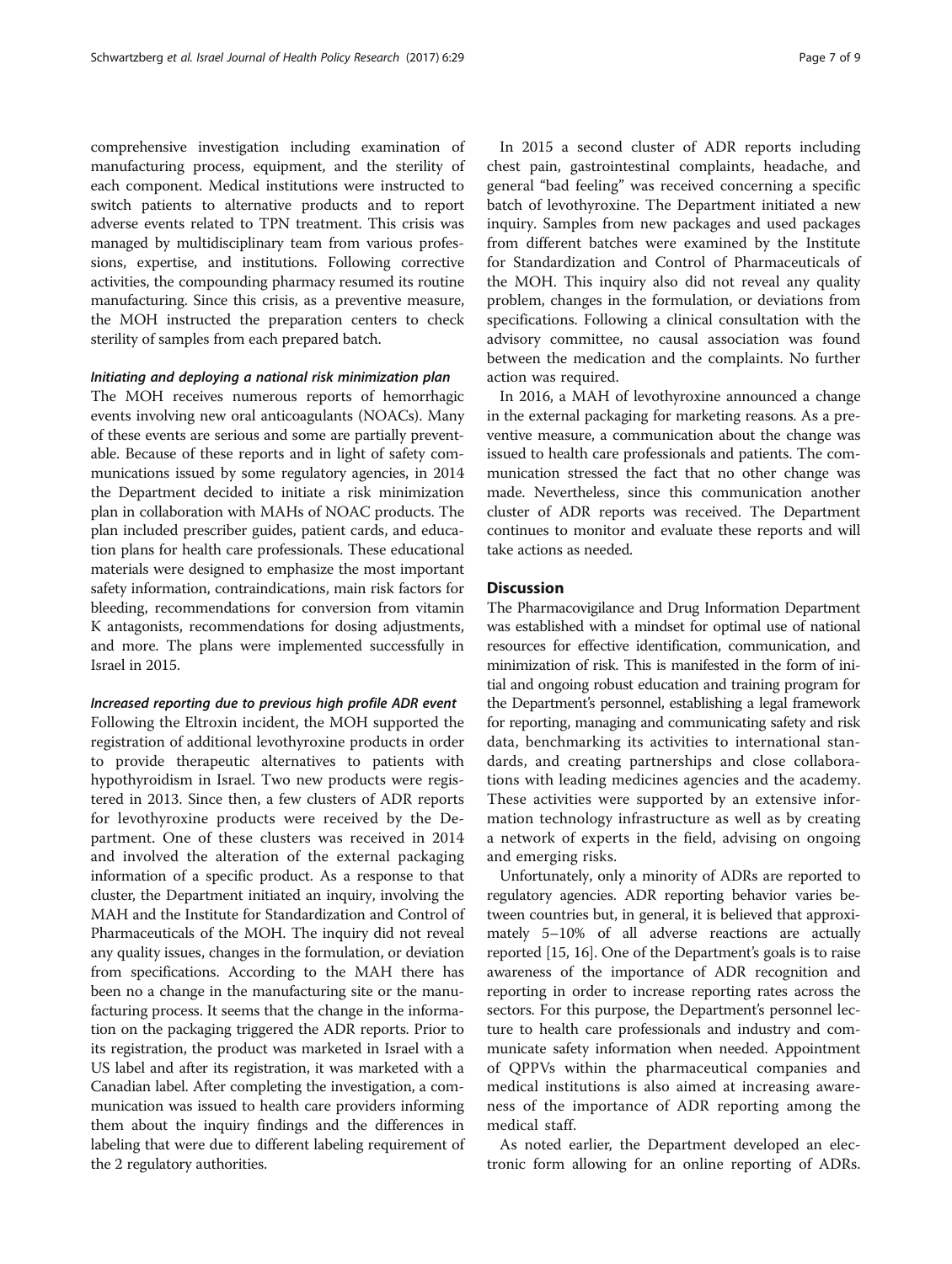comprehensive investigation including examination of manufacturing process, equipment, and the sterility of each component. Medical institutions were instructed to switch patients to alternative products and to report adverse events related to TPN treatment. This crisis was managed by multidisciplinary team from various professions, expertise, and institutions. Following corrective activities, the compounding pharmacy resumed its routine manufacturing. Since this crisis, as a preventive measure, the MOH instructed the preparation centers to check sterility of samples from each prepared batch.

#### *Initiating and deploying a national risk minimization plan*

The MOH receives numerous reports of hemorrhagic events involving new oral anticoagulants (NOACs). Many of these events are serious and some are partially preventable. Because of these reports and in light of safety communications issued by some regulatory agencies, in 2014 the Department decided to initiate a risk minimization plan in collaboration with MAHs of NOAC products. The plan included prescriber guides, patient cards, and education plans for health care professionals. These educational materials were designed to emphasize the most important safety information, contraindications, main risk factors for bleeding, recommendations for conversion from vitamin K antagonists, recommendations for dosing adjustments, and more. The plans were implemented successfully in Israel in 2015.

#### *Increased reporting due to previous high profile ADR event*

Following the Eltroxin incident, the MOH supported the registration of additional levothyroxine products in order to provide therapeutic alternatives to patients with hypothyroidism in Israel. Two new products were registered in 2013. Since then, a few clusters of ADR reports for levothyroxine products were received by the Department. One of these clusters was received in 2014 and involved the alteration of the external packaging information of a specific product. As a response to that cluster, the Department initiated an inquiry, involving the MAH and the Institute for Standardization and Control of Pharmaceuticals of the MOH. The inquiry did not reveal any quality issues, changes in the formulation, or deviation from specifications. According to the MAH there has been no a change in the manufacturing site or the manufacturing process. It seems that the change in the information on the packaging triggered the ADR reports. Prior to its registration, the product was marketed in Israel with a US label and after its registration, it was marketed with a Canadian label. After completing the investigation, a communication was issued to health care providers informing them about the inquiry findings and the differences in labeling that were due to different labeling requirement of the 2 regulatory authorities.

In 2015 a second cluster of ADR reports including chest pain, gastrointestinal complaints, headache, and general "bad feeling" was received concerning a specific batch of levothyroxine. The Department initiated a new inquiry. Samples from new packages and used packages from different batches were examined by the Institute for Standardization and Control of Pharmaceuticals of the MOH. This inquiry also did not reveal any quality problem, changes in the formulation, or deviations from specifications. Following a clinical consultation with the advisory committee, no causal association was found between the medication and the complaints. No further action was required.

In 2016, a MAH of levothyroxine announced a change in the external packaging for marketing reasons. As a preventive measure, a communication about the change was issued to health care professionals and patients. The communication stressed the fact that no other change was made. Nevertheless, since this communication another cluster of ADR reports was received. The Department continues to monitor and evaluate these reports and will take actions as needed.

## Discussion

The Pharmacovigilance and Drug Information Department was established with a mindset for optimal use of national resources for effective identification, communication, and minimization of risk. This is manifested in the form of initial and ongoing robust education and training program for the Department's personnel, establishing a legal framework for reporting, managing and communicating safety and risk data, benchmarking its activities to international standards, and creating partnerships and close collaborations with leading medicines agencies and the academy. These activities were supported by an extensive information technology infrastructure as well as by creating a network of experts in the field, advising on ongoing and emerging risks.

Unfortunately, only a minority of ADRs are reported to regulatory agencies. ADR reporting behavior varies between countries but, in general, it is believed that approximately 5–10% of all adverse reactions are actually reported [15, 16]. One of the Department's goals is to raise awareness of the importance of ADR recognition and reporting in order to increase reporting rates across the sectors. For this purpose, the Department's personnel lecture to health care professionals and industry and communicate safety information when needed. Appointment of QPPVs within the pharmaceutical companies and medical institutions is also aimed at increasing awareness of the importance of ADR reporting among the medical staff.

As noted earlier, the Department developed an electronic form allowing for an online reporting of ADRs.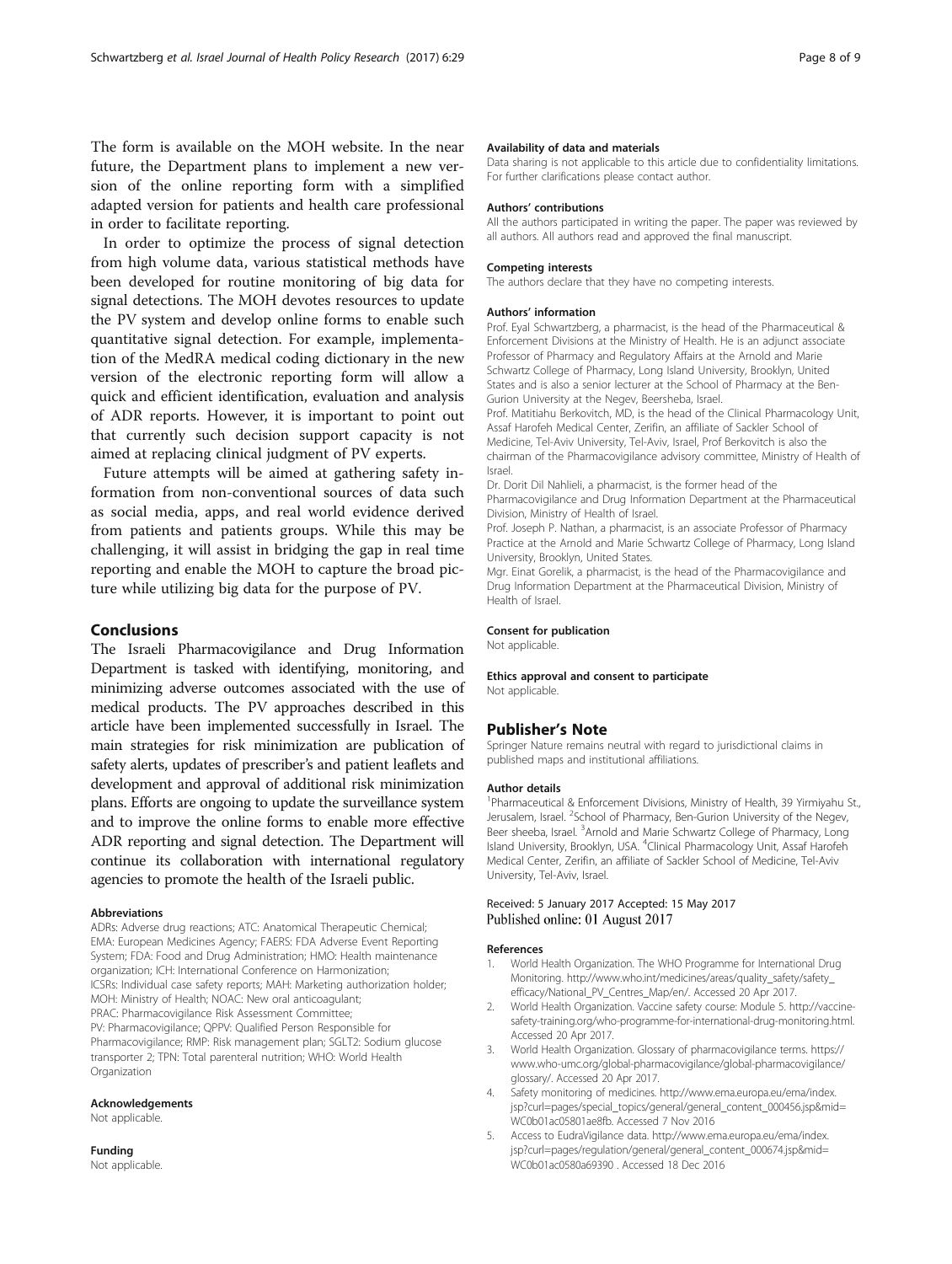The form is available on the MOH website. In the near future, the Department plans to implement a new version of the online reporting form with a simplified adapted version for patients and health care professional in order to facilitate reporting.

In order to optimize the process of signal detection from high volume data, various statistical methods have been developed for routine monitoring of big data for signal detections. The MOH devotes resources to update the PV system and develop online forms to enable such quantitative signal detection. For example, implementation of the MedRA medical coding dictionary in the new version of the electronic reporting form will allow a quick and efficient identification, evaluation and analysis of ADR reports. However, it is important to point out that currently such decision support capacity is not aimed at replacing clinical judgment of PV experts.

Future attempts will be aimed at gathering safety information from non-conventional sources of data such as social media, apps, and real world evidence derived from patients and patients groups. While this may be challenging, it will assist in bridging the gap in real time reporting and enable the MOH to capture the broad picture while utilizing big data for the purpose of PV.

## Conclusions

The Israeli Pharmacovigilance and Drug Information Department is tasked with identifying, monitoring, and minimizing adverse outcomes associated with the use of medical products. The PV approaches described in this article have been implemented successfully in Israel. The main strategies for risk minimization are publication of safety alerts, updates of prescriber's and patient leaflets and development and approval of additional risk minimization plans. Efforts are ongoing to update the surveillance system and to improve the online forms to enable more effective ADR reporting and signal detection. The Department will continue its collaboration with international regulatory agencies to promote the health of the Israeli public.

#### Abbreviations

ADRs: Adverse drug reactions; ATC: Anatomical Therapeutic Chemical; EMA: European Medicines Agency; FAERS: FDA Adverse Event Reporting System; FDA: Food and Drug Administration; HMO: Health maintenance organization; ICH: International Conference on Harmonization; ICSRs: Individual case safety reports; MAH: Marketing authorization holder; MOH: Ministry of Health; NOAC: New oral anticoagulant; PRAC: Pharmacovigilance Risk Assessment Committee; PV: Pharmacovigilance; QPPV: Qualified Person Responsible for Pharmacovigilance; RMP: Risk management plan; SGLT2: Sodium glucose transporter 2; TPN: Total parenteral nutrition; WHO: World Health Organization

#### Acknowledgements

Not applicable.

#### Funding

Not applicable.

#### Availability of data and materials

Data sharing is not applicable to this article due to confidentiality limitations. For further clarifications please contact author.

#### Authors' contributions

All the authors participated in writing the paper. The paper was reviewed by all authors. All authors read and approved the final manuscript.

#### Competing interests

The authors declare that they have no competing interests.

#### Authors' information

Prof. Eyal Schwartzberg, a pharmacist, is the head of the Pharmaceutical & Enforcement Divisions at the Ministry of Health. He is an adjunct associate Professor of Pharmacy and Regulatory Affairs at the Arnold and Marie Schwartz College of Pharmacy, Long Island University, Brooklyn, United States and is also a senior lecturer at the School of Pharmacy at the Ben-Gurion University at the Negev, Beersheba, Israel.

Prof. Matitiahu Berkovitch, MD, is the head of the Clinical Pharmacology Unit, Assaf Harofeh Medical Center, Zerifin, an affiliate of Sackler School of Medicine, Tel-Aviv University, Tel-Aviv, Israel, Prof Berkovitch is also the chairman of the Pharmacovigilance advisory committee, Ministry of Health of Israel.

Dr. Dorit Dil Nahlieli, a pharmacist, is the former head of the Pharmacovigilance and Drug Information Department at the Pharmaceutical Division, Ministry of Health of Israel.

Prof. Joseph P. Nathan, a pharmacist, is an associate Professor of Pharmacy Practice at the Arnold and Marie Schwartz College of Pharmacy, Long Island University, Brooklyn, United States.

Mgr. Einat Gorelik, a pharmacist, is the head of the Pharmacovigilance and Drug Information Department at the Pharmaceutical Division, Ministry of Health of Israel.

#### Consent for publication

Not applicable.

#### Ethics approval and consent to participate

Not applicable.

## Publisher's Note

Springer Nature remains neutral with regard to jurisdictional claims in published maps and institutional affiliations.

#### Author details

[1]Pharmaceutical & Enforcement Divisions, Ministry of Health, 39 Yirmiyahu St., Jerusalem, Israel. [2]School of Pharmacy, Ben-Gurion University of the Negev, Beer sheeba, Israel. [3]Arnold and Marie Schwartz College of Pharmacy, Long Island University, Brooklyn, USA. [4]Clinical Pharmacology Unit, Assaf Harofeh Medical Center, Zerifin, an affiliate of Sackler School of Medicine, Tel-Aviv University, Tel-Aviv, Israel.

Received: 5 January 2017 Accepted: 15 May 2017
Published online: 01 August 2017

#### References

1. World Health Organization. The WHO Programme for International Drug Monitoring. http://www.who.int/medicines/areas/quality_safety/safety_efficacy/National_PV_Centres_Map/en/. Accessed 20 Apr 2017.
2. World Health Organization. Vaccine safety course: Module 5. http://vaccine-safety-training.org/who-programme-for-international-drug-monitoring.html. Accessed 20 Apr 2017.
3. World Health Organization. Glossary of pharmacovigilance terms. https://www.who-umc.org/global-pharmacovigilance/global-pharmacovigilance/glossary/. Accessed 20 Apr 2017.
4. Safety monitoring of medicines. http://www.ema.europa.eu/ema/index.jsp?curl=pages/special_topics/general/general_content_000456.jsp&mid=WC0b01ac05801ae8fb. Accessed 7 Nov 2016
5. Access to EudraVigilance data. http://www.ema.europa.eu/ema/index.jsp?curl=pages/regulation/general/general_content_000674.jsp&mid=WC0b01ac0580a69390 . Accessed 18 Dec 2016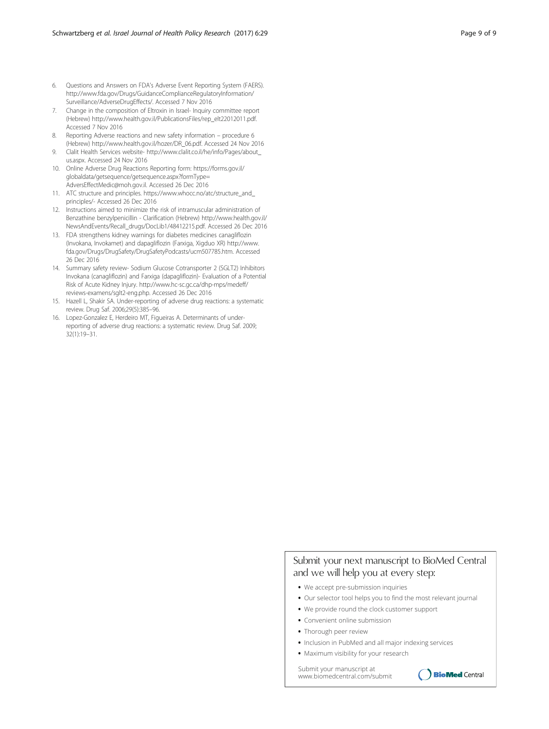6. Questions and Answers on FDA's Adverse Event Reporting System (FAERS). http://www.fda.gov/Drugs/GuidanceComplianceRegulatoryInformation/Surveillance/AdverseDrugEffects/. Accessed 7 Nov 2016
7. Change in the composition of Eltroxin in Israel- Inquiry committee report (Hebrew) http://www.health.gov.il/PublicationsFiles/rep_elt22012011.pdf. Accessed 7 Nov 2016
8. Reporting Adverse reactions and new safety information – procedure 6 (Hebrew) http://www.health.gov.il/hozer/DR_06.pdf. Accessed 24 Nov 2016
9. Clalit Health Services website- http://www.clalit.co.il/he/info/Pages/about_us.aspx. Accessed 24 Nov 2016
10. Online Adverse Drug Reactions Reporting form: https://forms.gov.il/globaldata/getsequence/getsequence.aspx?formType=AdversEffectMedic@moh.gov.il. Accessed 26 Dec 2016
11. ATC structure and principles. https://www.whocc.no/atc/structure_and_principles/- Accessed 26 Dec 2016
12. Instructions aimed to minimize the risk of intramuscular administration of Benzathine benzylpenicillin - Clarification (Hebrew) http://www.health.gov.il/NewsAndEvents/Recall_drugs/DocLib1/48412215.pdf. Accessed 26 Dec 2016
13. FDA strengthens kidney warnings for diabetes medicines canagliflozin (Invokana, Invokamet) and dapagliflozin (Farxiga, Xigduo XR) http://www.fda.gov/Drugs/DrugSafety/DrugSafetyPodcasts/ucm507785.htm. Accessed 26 Dec 2016
14. Summary safety review- Sodium Glucose Cotransporter 2 (SGLT2) Inhibitors Invokana (canagliflozin) and Farxiga (dapagliflozin)- Evaluation of a Potential Risk of Acute Kidney Injury. http://www.hc-sc.gc.ca/dhp-mps/medeff/reviews-examens/sglt2-eng.php. Accessed 26 Dec 2016
15. Hazell L, Shakir SA. Under-reporting of adverse drug reactions: a systematic review. Drug Saf. 2006;29(5):385–96.
16. Lopez-Gonzalez E, Herdeiro MT, Figueiras A. Determinants of under-reporting of adverse drug reactions: a systematic review. Drug Saf. 2009;32(1):19–31.

Submit your next manuscript to BioMed Central and we will help you at every step:

- We accept pre-submission inquiries
- Our selector tool helps you to find the most relevant journal
- We provide round the clock customer support
- Convenient online submission
- Thorough peer review
- Inclusion in PubMed and all major indexing services
- Maximum visibility for your research

Submit your manuscript at www.biomedcentral.com/submit

BioMed Central